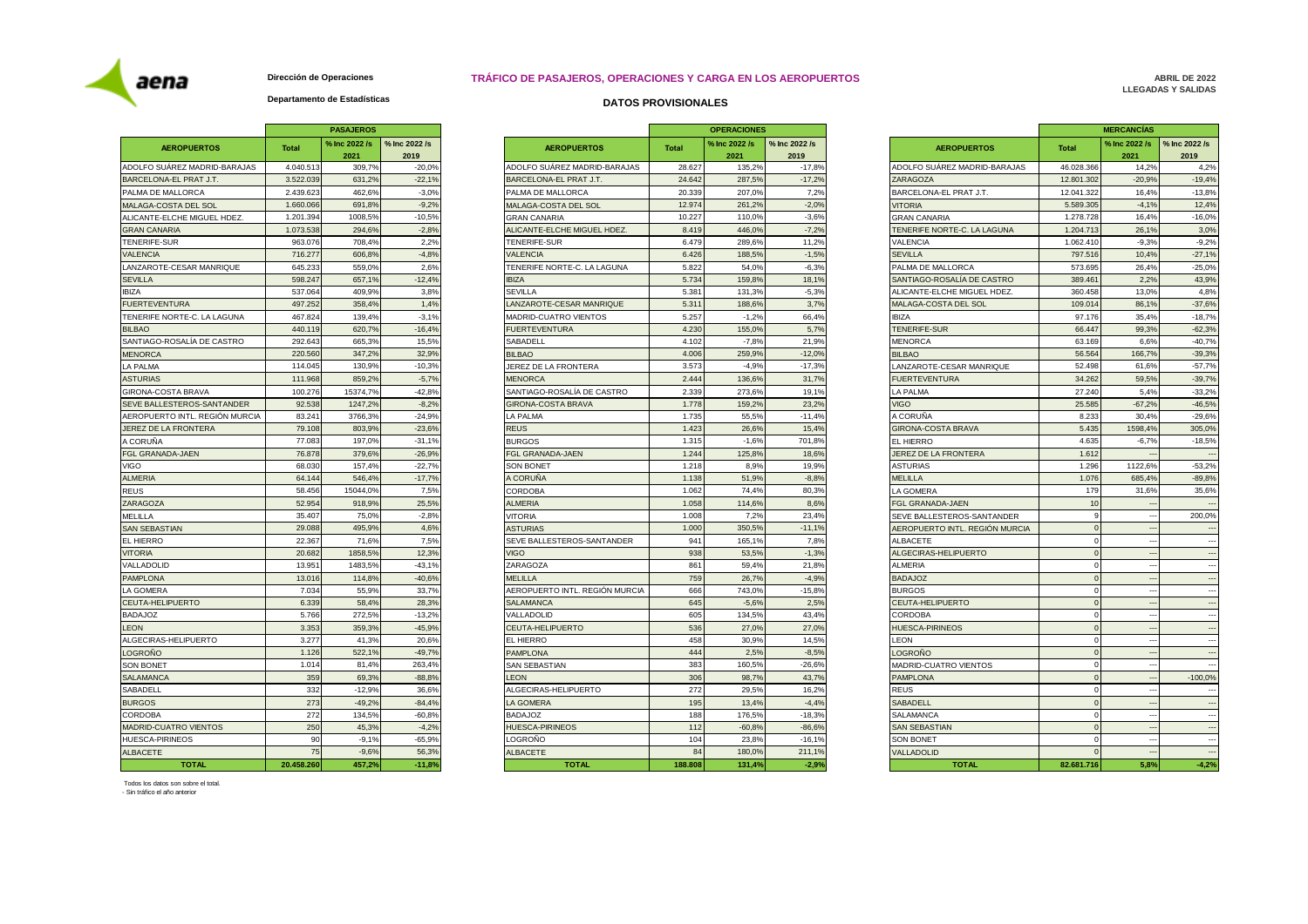Dirección de Operaciones

Departamento de Estadísticas

# TRÁFICO DE PASAJEROS, OPERACIONES Y CARGA EN LOS AEROPUERTOS

## DATOS PROVISIONALES

ABRIL DE 2022
LLEGADAS Y SALIDAS

| AEROPUERTOS | PASAJEROS | | |
|---|---|---|---|
| | Total | % Inc 2022 /s 2021 | % Inc 2022 /s 2019 |
| ADOLFO SUÁREZ MADRID-BARAJAS | 4.040.513 | 309,7% | -20,0% |
| BARCELONA-EL PRAT J.T. | 3.522.039 | 631,2% | -22,1% |
| PALMA DE MALLORCA | 2.439.623 | 462,6% | -3,0% |
| MALAGA-COSTA DEL SOL | 1.660.066 | 691,8% | -9,2% |
| ALICANTE-ELCHE MIGUEL HDEZ. | 1.201.394 | 1008,5% | -10,5% |
| GRAN CANARIA | 1.073.538 | 294,6% | -2,8% |
| TENERIFE-SUR | 963.076 | 708,4% | 2,2% |
| VALENCIA | 716.277 | 606,8% | -4,8% |
| LANZAROTE-CESAR MANRIQUE | 645.233 | 559,0% | 2,6% |
| SEVILLA | 598.247 | 657,1% | -12,4% |
| IBIZA | 537.064 | 409,9% | 3,8% |
| FUERTEVENTURA | 497.252 | 358,4% | 1,4% |
| TENERIFE NORTE-C. LA LAGUNA | 467.824 | 139,4% | -3,1% |
| BILBAO | 440.119 | 620,7% | -16,4% |
| SANTIAGO-ROSALÍA DE CASTRO | 292.643 | 665,3% | 15,5% |
| MENORCA | 220.560 | 347,2% | 32,9% |
| LA PALMA | 114.045 | 130,9% | -10,3% |
| ASTURIAS | 111.968 | 859,2% | -5,7% |
| GIRONA-COSTA BRAVA | 100.276 | 15374,7% | -42,8% |
| SEVE BALLESTEROS-SANTANDER | 92.538 | 1247,2% | -8,2% |
| AEROPUERTO INTL. REGIÓN MURCIA | 83.241 | 3766,3% | -24,9% |
| JEREZ DE LA FRONTERA | 79.108 | 803,9% | -23,6% |
| A CORUÑA | 77.083 | 197,0% | -31,1% |
| FGL GRANADA-JAEN | 76.878 | 379,6% | -26,9% |
| VIGO | 68.030 | 157,4% | -22,7% |
| ALMERIA | 64.144 | 546,4% | -17,7% |
| REUS | 58.456 | 15044,0% | 7,5% |
| ZARAGOZA | 52.954 | 918,9% | 25,5% |
| MELILLA | 35.407 | 75,0% | -2,8% |
| SAN SEBASTIAN | 29.088 | 495,9% | 4,6% |
| EL HIERRO | 22.367 | 71,6% | 7,5% |
| VITORIA | 20.682 | 1858,5% | 12,3% |
| VALLADOLID | 13.951 | 1483,5% | -43,1% |
| PAMPLONA | 13.016 | 114,8% | -40,6% |
| LA GOMERA | 7.034 | 55,9% | 33,7% |
| CEUTA-HELIPUERTO | 6.339 | 58,4% | 28,3% |
| BADAJOZ | 5.766 | 272,5% | -13,2% |
| LEON | 3.353 | 359,3% | -45,9% |
| ALGECIRAS-HELIPUERTO | 3.277 | 41,3% | 20,6% |
| LOGROÑO | 1.126 | 522,1% | -49,7% |
| SON BONET | 1.014 | 81,4% | 263,4% |
| SALAMANCA | 359 | 69,3% | -88,8% |
| SABADELL | 332 | -12,9% | 36,6% |
| BURGOS | 273 | -49,2% | -84,4% |
| CORDOBA | 272 | 134,5% | -60,8% |
| MADRID-CUATRO VIENTOS | 250 | 45,3% | -4,2% |
| HUESCA-PIRINEOS | 90 | -9,1% | -65,9% |
| ALBACETE | 75 | -9,6% | 56,3% |
| **TOTAL** | **20.458.260** | **457,2%** | **-11,8%** |

| AEROPUERTOS | OPERACIONES | | |
|---|---|---|---|
| | Total | % Inc 2022 /s 2021 | % Inc 2022 /s 2019 |
| ADOLFO SUÁREZ MADRID-BARAJAS | 28.627 | 135,2% | -17,8% |
| BARCELONA-EL PRAT J.T. | 24.642 | 287,5% | -17,2% |
| PALMA DE MALLORCA | 20.339 | 207,0% | 7,2% |
| MALAGA-COSTA DEL SOL | 12.974 | 261,2% | -2,0% |
| GRAN CANARIA | 10.227 | 110,0% | -3,6% |
| ALICANTE-ELCHE MIGUEL HDEZ. | 8.419 | 446,0% | -7,2% |
| TENERIFE-SUR | 6.479 | 289,6% | 11,2% |
| VALENCIA | 6.426 | 188,5% | -1,5% |
| TENERIFE NORTE-C. LA LAGUNA | 5.822 | 54,0% | -6,3% |
| IBIZA | 5.734 | 159,8% | 18,1% |
| SEVILLA | 5.381 | 131,3% | -5,3% |
| LANZAROTE-CESAR MANRIQUE | 5.311 | 188,6% | 3,7% |
| MADRID-CUATRO VIENTOS | 5.257 | -1,2% | 66,4% |
| FUERTEVENTURA | 4.230 | 155,0% | 5,7% |
| SABADELL | 4.102 | -7,8% | 21,9% |
| BILBAO | 4.006 | 259,9% | -12,0% |
| JEREZ DE LA FRONTERA | 3.573 | -4,9% | -17,3% |
| MENORCA | 2.444 | 136,6% | 31,7% |
| SANTIAGO-ROSALÍA DE CASTRO | 2.339 | 273,6% | 19,1% |
| GIRONA-COSTA BRAVA | 1.778 | 159,2% | 23,2% |
| LA PALMA | 1.735 | 55,5% | -11,4% |
| REUS | 1.423 | 26,6% | 15,4% |
| BURGOS | 1.315 | -1,6% | 701,8% |
| FGL GRANADA-JAEN | 1.244 | 125,8% | 18,6% |
| SON BONET | 1.218 | 8,9% | 19,9% |
| A CORUÑA | 1.138 | 51,9% | -8,8% |
| CORDOBA | 1.062 | 74,4% | 80,3% |
| ALMERIA | 1.058 | 114,6% | 8,6% |
| VITORIA | 1.008 | 7,2% | 23,4% |
| ASTURIAS | 1.000 | 350,5% | -11,1% |
| SEVE BALLESTEROS-SANTANDER | 941 | 165,1% | 7,8% |
| VIGO | 938 | 53,5% | -1,3% |
| ZARAGOZA | 861 | 59,4% | 21,8% |
| MELILLA | 759 | 26,7% | -4,9% |
| AEROPUERTO INTL. REGIÓN MURCIA | 666 | 743,0% | -15,8% |
| SALAMANCA | 645 | -5,6% | 2,5% |
| VALLADOLID | 605 | 134,5% | 43,4% |
| CEUTA-HELIPUERTO | 536 | 27,0% | 27,0% |
| EL HIERRO | 458 | 30,9% | 14,5% |
| PAMPLONA | 444 | 2,5% | -8,5% |
| SAN SEBASTIAN | 383 | 160,5% | -26,6% |
| LEON | 306 | 98,7% | 43,7% |
| ALGECIRAS-HELIPUERTO | 272 | 29,5% | 16,2% |
| LA GOMERA | 195 | 13,4% | -4,4% |
| BADAJOZ | 188 | 176,5% | -18,3% |
| HUESCA-PIRINEOS | 112 | -60,8% | -86,6% |
| LOGROÑO | 104 | 23,8% | -16,1% |
| ALBACETE | 84 | 180,0% | 211,1% |
| **TOTAL** | **188.808** | **131,4%** | **-2,9%** |

| AEROPUERTOS | MERCANCÍAS | | |
|---|---|---|---|
| | Total | % Inc 2022 /s 2021 | % Inc 2022 /s 2019 |
| ADOLFO SUÁREZ MADRID-BARAJAS | 46.028.366 | 14,2% | 4,2% |
| ZARAGOZA | 12.801.302 | -20,9% | -19,4% |
| BARCELONA-EL PRAT J.T. | 12.041.322 | 16,4% | -13,8% |
| VITORIA | 5.589.305 | -4,1% | 12,4% |
| GRAN CANARIA | 1.278.728 | 16,4% | -16,0% |
| TENERIFE NORTE-C. LA LAGUNA | 1.204.713 | 26,1% | 3,0% |
| VALENCIA | 1.062.410 | -9,3% | -9,2% |
| SEVILLA | 797.516 | 10,4% | -27,1% |
| PALMA DE MALLORCA | 573.695 | 26,4% | -25,0% |
| SANTIAGO-ROSALÍA DE CASTRO | 389.461 | 2,2% | 43,9% |
| ALICANTE-ELCHE MIGUEL HDEZ. | 360.458 | 13,0% | 4,8% |
| MALAGA-COSTA DEL SOL | 109.014 | 86,1% | -37,6% |
| IBIZA | 97.176 | 35,4% | -18,7% |
| TENERIFE-SUR | 66.447 | 99,3% | -62,3% |
| MENORCA | 63.169 | 6,6% | -40,7% |
| BILBAO | 56.564 | 166,7% | -39,3% |
| LANZAROTE-CESAR MANRIQUE | 52.498 | 61,6% | -57,7% |
| FUERTEVENTURA | 34.262 | 59,5% | -39,7% |
| LA PALMA | 27.240 | 5,4% | -33,2% |
| VIGO | 25.585 | -67,2% | -46,5% |
| A CORUÑA | 8.233 | 30,4% | -29,6% |
| GIRONA-COSTA BRAVA | 5.435 | 1598,4% | 305,0% |
| EL HIERRO | 4.635 | -6,7% | -18,5% |
| JEREZ DE LA FRONTERA | 1.612 | --- | --- |
| ASTURIAS | 1.296 | 1122,6% | -53,2% |
| MELILLA | 1.076 | 685,4% | -89,8% |
| LA GOMERA | 179 | 31,6% | 35,6% |
| FGL GRANADA-JAEN | 10 | --- | --- |
| SEVE BALLESTEROS-SANTANDER | 9 | --- | 200,0% |
| AEROPUERTO INTL. REGIÓN MURCIA | 0 | --- | --- |
| ALBACETE | 0 | --- | --- |
| ALGECIRAS-HELIPUERTO | 0 | --- | --- |
| ALMERIA | 0 | --- | --- |
| BADAJOZ | 0 | --- | --- |
| BURGOS | 0 | --- | --- |
| CEUTA-HELIPUERTO | 0 | --- | --- |
| CORDOBA | 0 | --- | --- |
| HUESCA-PIRINEOS | 0 | --- | --- |
| LEON | 0 | --- | --- |
| LOGROÑO | 0 | --- | --- |
| MADRID-CUATRO VIENTOS | 0 | --- | --- |
| PAMPLONA | 0 | --- | -100,0% |
| REUS | 0 | --- | --- |
| SABADELL | 0 | --- | --- |
| SALAMANCA | 0 | --- | --- |
| SAN SEBASTIAN | 0 | --- | --- |
| SON BONET | 0 | --- | --- |
| VALLADOLID | 0 | --- | --- |
| **TOTAL** | **82.681.716** | **5,8%** | **-4,2%** |

Todos los datos son sobre el total.

--- Sin tráfico el año anterior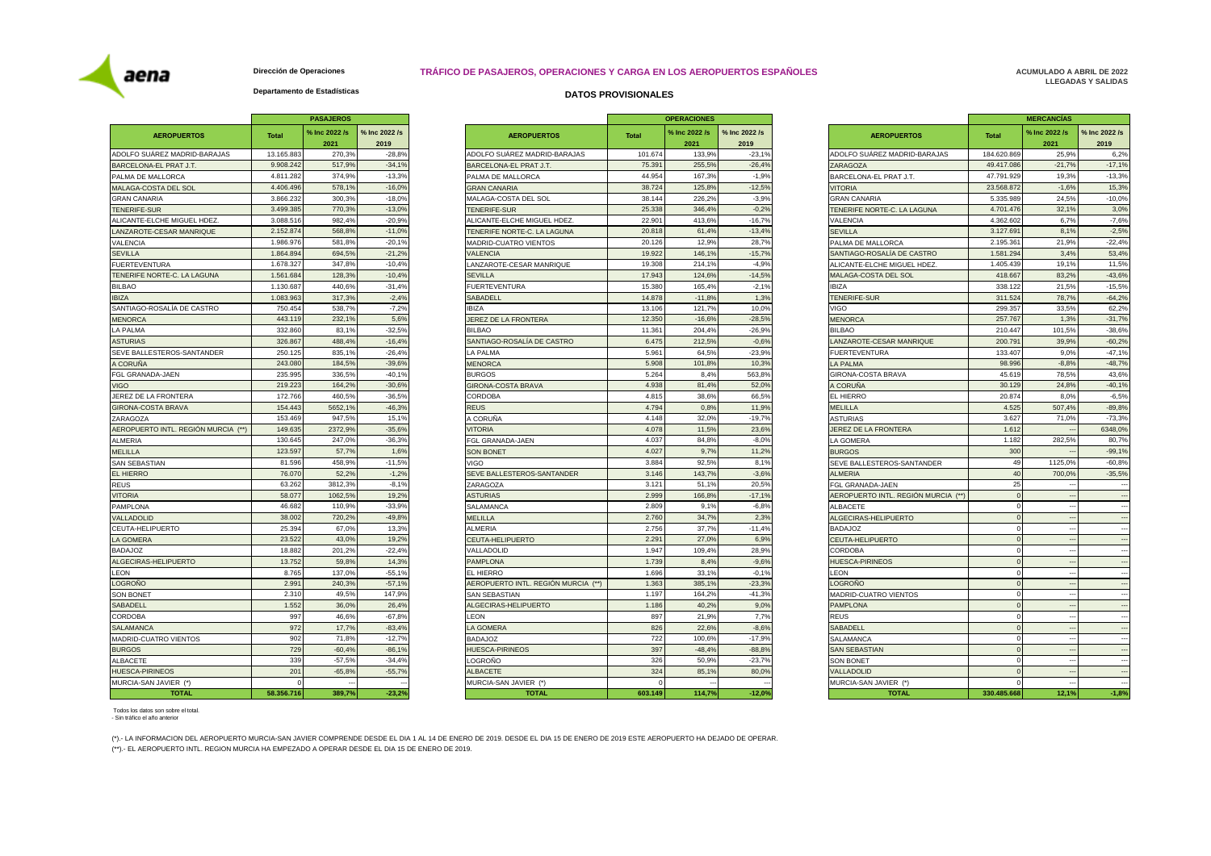aena

Dirección de Operaciones

Departamento de Estadísticas

# TRÁFICO DE PASAJEROS, OPERACIONES Y CARGA EN LOS AEROPUERTOS ESPAÑOLES

## DATOS PROVISIONALES

ACUMULADO A ABRIL DE 2022
LLEGADAS Y SALIDAS

| | PASAJEROS | | |
|---|---|---|---|
| AEROPUERTOS | Total | % Inc 2022 /s 2021 | % Inc 2022 /s 2019 |
| ADOLFO SUÁREZ MADRID-BARAJAS | 13.165.883 | 270,3% | -28,8% |
| BARCELONA-EL PRAT J.T. | 9.908.242 | 517,9% | -34,1% |
| PALMA DE MALLORCA | 4.811.282 | 374,9% | -13,3% |
| MALAGA-COSTA DEL SOL | 4.406.496 | 578,1% | -16,0% |
| GRAN CANARIA | 3.866.232 | 300,3% | -18,0% |
| TENERIFE-SUR | 3.499.385 | 770,3% | -13,0% |
| ALICANTE-ELCHE MIGUEL HDEZ. | 3.088.516 | 982,4% | -20,9% |
| LANZAROTE-CESAR MANRIQUE | 2.152.874 | 568,8% | -11,0% |
| VALENCIA | 1.986.976 | 581,8% | -20,1% |
| SEVILLA | 1.864.894 | 694,5% | -21,2% |
| FUERTEVENTURA | 1.678.327 | 347,8% | -10,4% |
| TENERIFE NORTE-C. LA LAGUNA | 1.561.684 | 128,3% | -10,4% |
| BILBAO | 1.130.687 | 440,6% | -31,4% |
| IBIZA | 1.083.963 | 317,3% | -2,4% |
| SANTIAGO-ROSALÍA DE CASTRO | 750.454 | 538,7% | -7,2% |
| MENORCA | 443.119 | 232,1% | 5,6% |
| LA PALMA | 332.860 | 83,1% | -32,5% |
| ASTURIAS | 326.867 | 488,4% | -16,4% |
| SEVE BALLESTEROS-SANTANDER | 250.125 | 835,1% | -26,4% |
| A CORUÑA | 243.080 | 184,5% | -39,6% |
| FGL GRANADA-JAEN | 235.995 | 336,5% | -40,1% |
| VIGO | 219.223 | 164,2% | -30,6% |
| JEREZ DE LA FRONTERA | 172.766 | 460,5% | -36,5% |
| GIRONA-COSTA BRAVA | 154.443 | 5652,1% | -46,3% |
| ZARAGOZA | 153.469 | 947,5% | 15,1% |
| AEROPUERTO INTL. REGIÓN MURCIA (**) | 149.635 | 2372,9% | -35,6% |
| ALMERIA | 130.645 | 247,0% | -36,3% |
| MELILLA | 123.597 | 57,7% | 1,6% |
| SAN SEBASTIAN | 81.596 | 458,9% | -11,5% |
| EL HIERRO | 76.070 | 52,2% | -1,2% |
| REUS | 63.262 | 3812,3% | -8,1% |
| VITORIA | 58.077 | 1062,5% | 19,2% |
| PAMPLONA | 46.682 | 110,9% | -33,9% |
| VALLADOLID | 38.002 | 720,2% | -49,8% |
| CEUTA-HELIPUERTO | 25.394 | 67,0% | 13,3% |
| LA GOMERA | 23.522 | 43,0% | 19,2% |
| BADAJOZ | 18.882 | 201,2% | -22,4% |
| ALGECIRAS-HELIPUERTO | 13.752 | 59,8% | 14,3% |
| LEON | 8.765 | 137,0% | -55,1% |
| LOGROÑO | 2.991 | 240,3% | -57,1% |
| SON BONET | 2.310 | 49,5% | 147,9% |
| SABADELL | 1.552 | 36,0% | 26,4% |
| CORDOBA | 997 | 46,6% | -67,8% |
| SALAMANCA | 972 | 17,7% | -83,4% |
| MADRID-CUATRO VIENTOS | 902 | 71,8% | -12,7% |
| BURGOS | 729 | -60,4% | -86,1% |
| ALBACETE | 339 | -57,5% | -34,4% |
| HUESCA-PIRINEOS | 201 | -65,8% | -55,7% |
| MURCIA-SAN JAVIER (*) | 0 | --- | --- |
| **TOTAL** | **58.356.716** | **389,7%** | **-23,2%** |

| | OPERACIONES | | |
|---|---|---|---|
| AEROPUERTOS | Total | % Inc 2022 /s 2021 | % Inc 2022 /s 2019 |
| ADOLFO SUÁREZ MADRID-BARAJAS | 101.674 | 133,9% | -23,1% |
| BARCELONA-EL PRAT J.T. | 75.391 | 255,5% | -26,4% |
| PALMA DE MALLORCA | 44.954 | 167,3% | -1,9% |
| GRAN CANARIA | 38.724 | 125,8% | -12,5% |
| MALAGA-COSTA DEL SOL | 38.144 | 226,2% | -3,9% |
| TENERIFE-SUR | 25.338 | 346,4% | -0,2% |
| ALICANTE-ELCHE MIGUEL HDEZ. | 22.901 | 413,6% | -16,7% |
| TENERIFE NORTE-C. LA LAGUNA | 20.818 | 61,4% | -13,4% |
| MADRID-CUATRO VIENTOS | 20.126 | 12,9% | 28,7% |
| VALENCIA | 19.922 | 146,1% | -15,7% |
| LANZAROTE-CESAR MANRIQUE | 19.308 | 214,1% | -4,9% |
| SEVILLA | 17.943 | 124,6% | -14,5% |
| FUERTEVENTURA | 15.380 | 165,4% | -2,1% |
| SABADELL | 14.878 | -11,8% | 1,3% |
| IBIZA | 13.106 | 121,7% | 10,0% |
| JEREZ DE LA FRONTERA | 12.350 | -16,6% | -28,5% |
| BILBAO | 11.361 | 204,4% | -26,9% |
| SANTIAGO-ROSALÍA DE CASTRO | 6.475 | 212,5% | -0,6% |
| LA PALMA | 5.961 | 64,5% | -23,9% |
| MENORCA | 5.908 | 101,8% | 10,3% |
| BURGOS | 5.264 | 8,4% | 563,8% |
| GIRONA-COSTA BRAVA | 4.938 | 81,4% | 52,0% |
| CORDOBA | 4.815 | 38,6% | 66,5% |
| REUS | 4.794 | 0,8% | 11,9% |
| A CORUÑA | 4.148 | 32,0% | -19,7% |
| VITORIA | 4.078 | 11,5% | 23,6% |
| FGL GRANADA-JAEN | 4.037 | 84,8% | -8,0% |
| SON BONET | 4.027 | 9,7% | 11,2% |
| VIGO | 3.884 | 92,5% | 8,1% |
| SEVE BALLESTEROS-SANTANDER | 3.146 | 143,7% | -3,6% |
| ZARAGOZA | 3.121 | 51,1% | 20,5% |
| ASTURIAS | 2.999 | 166,8% | -17,1% |
| SALAMANCA | 2.809 | 9,1% | -6,8% |
| MELILLA | 2.760 | 34,7% | 2,3% |
| ALMERIA | 2.756 | 37,7% | -11,4% |
| CEUTA-HELIPUERTO | 2.291 | 27,0% | 6,9% |
| VALLADOLID | 1.947 | 109,4% | 28,9% |
| PAMPLONA | 1.739 | 8,4% | -9,6% |
| EL HIERRO | 1.696 | 33,1% | -0,1% |
| AEROPUERTO INTL. REGIÓN MURCIA (**) | 1.363 | 385,1% | -23,3% |
| SAN SEBASTIAN | 1.197 | 164,2% | -41,3% |
| ALGECIRAS-HELIPUERTO | 1.186 | 40,2% | 9,0% |
| LEON | 897 | 21,9% | 7,7% |
| LA GOMERA | 826 | 22,6% | -8,6% |
| BADAJOZ | 722 | 100,6% | -17,9% |
| HUESCA-PIRINEOS | 397 | -48,4% | -88,8% |
| LOGROÑO | 326 | 50,9% | -23,7% |
| ALBACETE | 324 | 85,1% | 80,0% |
| MURCIA-SAN JAVIER (*) | 0 | --- | --- |
| **TOTAL** | **603.149** | **114,7%** | **-12,0%** |

| | MERCANCÍAS | | |
|---|---|---|---|
| AEROPUERTOS | Total | % Inc 2022 /s 2021 | % Inc 2022 /s 2019 |
| ADOLFO SUÁREZ MADRID-BARAJAS | 184.620.869 | 25,9% | 6,2% |
| ZARAGOZA | 49.417.086 | -21,7% | -17,1% |
| BARCELONA-EL PRAT J.T. | 47.791.929 | 19,3% | -13,3% |
| VITORIA | 23.568.872 | -1,6% | 15,3% |
| GRAN CANARIA | 5.335.989 | 24,5% | -10,0% |
| TENERIFE NORTE-C. LA LAGUNA | 4.701.476 | 32,1% | 3,0% |
| VALENCIA | 4.362.602 | 6,7% | -7,6% |
| SEVILLA | 3.127.691 | 8,1% | -2,5% |
| PALMA DE MALLORCA | 2.195.361 | 21,9% | -22,4% |
| SANTIAGO-ROSALÍA DE CASTRO | 1.581.294 | 3,4% | 53,4% |
| ALICANTE-ELCHE MIGUEL HDEZ. | 1.405.439 | 19,1% | 11,5% |
| MALAGA-COSTA DEL SOL | 418.667 | 83,2% | -43,6% |
| IBIZA | 338.122 | 21,5% | -15,5% |
| TENERIFE-SUR | 311.524 | 78,7% | -64,2% |
| VIGO | 299.357 | 33,5% | 62,2% |
| MENORCA | 257.767 | 1,3% | -31,7% |
| BILBAO | 210.447 | 101,5% | -38,6% |
| LANZAROTE-CESAR MANRIQUE | 200.791 | 39,9% | -60,2% |
| FUERTEVENTURA | 133.407 | 9,0% | -47,1% |
| LA PALMA | 98.996 | -8,8% | -48,7% |
| GIRONA-COSTA BRAVA | 45.619 | 78,5% | 43,6% |
| A CORUÑA | 30.129 | 24,8% | -40,1% |
| EL HIERRO | 20.874 | 8,0% | -6,5% |
| MELILLA | 4.525 | 507,4% | -89,8% |
| ASTURIAS | 3.627 | 71,0% | -73,3% |
| JEREZ DE LA FRONTERA | 1.612 | --- | 6348,0% |
| LA GOMERA | 1.182 | 282,5% | 80,7% |
| BURGOS | 300 | --- | -99,1% |
| SEVE BALLESTEROS-SANTANDER | 49 | 1125,0% | -60,8% |
| ALMERIA | 40 | 700,0% | -35,5% |
| FGL GRANADA-JAEN | 25 | --- | --- |
| AEROPUERTO INTL. REGIÓN MURCIA (**) | 0 | --- | --- |
| ALBACETE | 0 | --- | --- |
| ALGECIRAS-HELIPUERTO | 0 | --- | --- |
| BADAJOZ | 0 | --- | --- |
| CEUTA-HELIPUERTO | 0 | --- | --- |
| CORDOBA | 0 | --- | --- |
| HUESCA-PIRINEOS | 0 | --- | --- |
| LEON | 0 | --- | --- |
| LOGROÑO | 0 | --- | --- |
| MADRID-CUATRO VIENTOS | 0 | --- | --- |
| PAMPLONA | 0 | --- | --- |
| REUS | 0 | --- | --- |
| SABADELL | 0 | --- | --- |
| SALAMANCA | 0 | --- | --- |
| SAN SEBASTIAN | 0 | --- | --- |
| SON BONET | 0 | --- | --- |
| VALLADOLID | 0 | --- | --- |
| MURCIA-SAN JAVIER (*) | 0 | --- | --- |
| **TOTAL** | **330.485.668** | **12,1%** | **-1,8%** |

Todos los datos son sobre el total.
- Sin tráfico el año anterior

(*).- LA INFORMACION DEL AEROPUERTO MURCIA-SAN JAVIER COMPRENDE DESDE EL DIA 1 AL 14 DE ENERO DE 2019. DESDE EL DIA 15 DE ENERO DE 2019 ESTE AEROPUERTO HA DEJADO DE OPERAR.

(**).- EL AEROPUERTO INTL. REGION MURCIA HA EMPEZADO A OPERAR DESDE EL DIA 15 DE ENERO DE 2019.